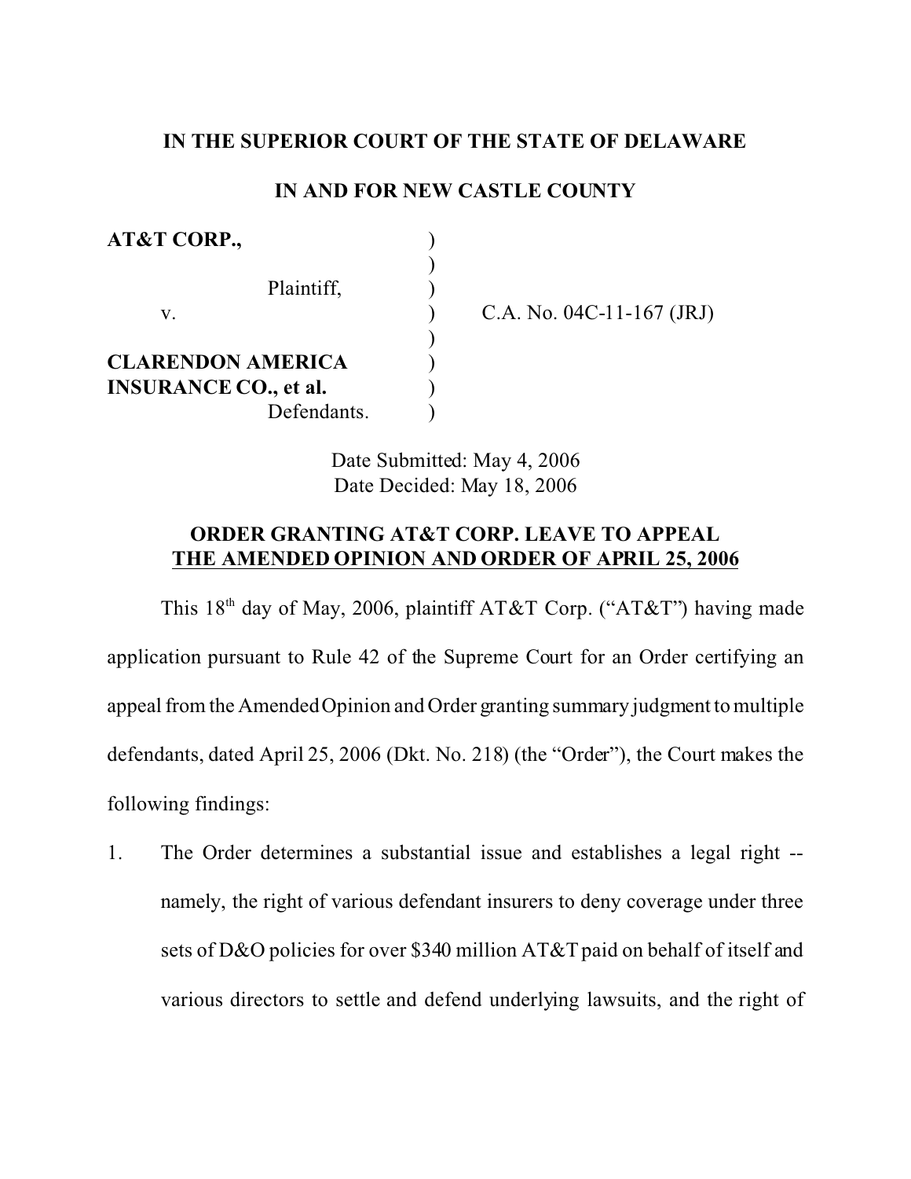**IN THE SUPERIOR COURT OF THE STATE OF DELAWARE**

**IN AND FOR NEW CASTLE COUNTY**

| | | |
|---|---|---|
| **AT&T CORP.,** | ) | |
| | ) | |
| Plaintiff, | ) | |
| v. | ) | C.A. No. 04C-11-167 (JRJ) |
| | ) | |
| **CLARENDON AMERICA INSURANCE CO., et al.** | ) | |
| Defendants. | ) | |

Date Submitted: May 4, 2006
Date Decided: May 18, 2006

**ORDER GRANTING AT&T CORP. LEAVE TO APPEAL THE AMENDED OPINION AND ORDER OF APRIL 25, 2006**

This 18th day of May, 2006, plaintiff AT&T Corp. ("AT&T") having made application pursuant to Rule 42 of the Supreme Court for an Order certifying an appeal from the Amended Opinion and Order granting summary judgment to multiple defendants, dated April 25, 2006 (Dkt. No. 218) (the "Order"), the Court makes the following findings:

1. The Order determines a substantial issue and establishes a legal right -- namely, the right of various defendant insurers to deny coverage under three sets of D&O policies for over $340 million AT&T paid on behalf of itself and various directors to settle and defend underlying lawsuits, and the right of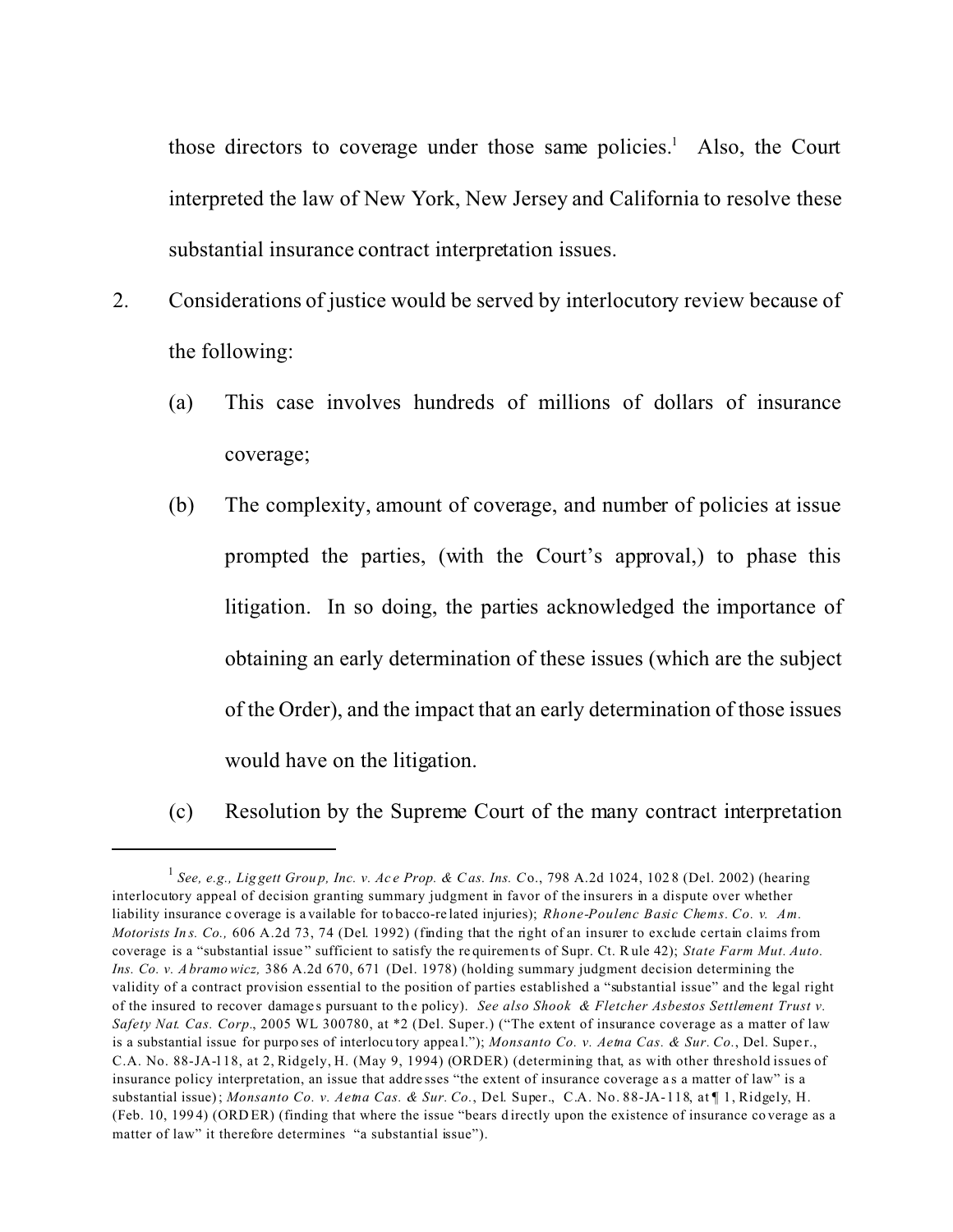those directors to coverage under those same policies.[1] Also, the Court interpreted the law of New York, New Jersey and California to resolve these substantial insurance contract interpretation issues.

2. Considerations of justice would be served by interlocutory review because of the following:

   (a) This case involves hundreds of millions of dollars of insurance coverage;

   (b) The complexity, amount of coverage, and number of policies at issue prompted the parties, (with the Court's approval,) to phase this litigation. In so doing, the parties acknowledged the importance of obtaining an early determination of these issues (which are the subject of the Order), and the impact that an early determination of those issues would have on the litigation.

   (c) Resolution by the Supreme Court of the many contract interpretation

---

[1] *See, e.g., Liggett Group, Inc. v. Ace Prop. & Cas. Ins. Co.*, 798 A.2d 1024, 1028 (Del. 2002) (hearing interlocutory appeal of decision granting summary judgment in favor of the insurers in a dispute over whether liability insurance coverage is available for tobacco-related injuries); *Rhone-Poulenc Basic Chems. Co. v. Am. Motorists Ins. Co.,* 606 A.2d 73, 74 (Del. 1992) (finding that the right of an insurer to exclude certain claims from coverage is a "substantial issue" sufficient to satisfy the requirements of Supr. Ct. Rule 42); *State Farm Mut. Auto. Ins. Co. v. Abramowicz,* 386 A.2d 670, 671 (Del. 1978) (holding summary judgment decision determining the validity of a contract provision essential to the position of parties established a "substantial issue" and the legal right of the insured to recover damages pursuant to the policy). *See also Shook & Fletcher Asbestos Settlement Trust v. Safety Nat. Cas. Corp.*, 2005 WL 300780, at *2 (Del. Super.) ("The extent of insurance coverage as a matter of law is a substantial issue for purposes of interlocutory appeal."); *Monsanto Co. v. Aetna Cas. & Sur. Co.*, Del. Super., C.A. No. 88-JA-118, at 2, Ridgely, H. (May 9, 1994) (ORDER) (determining that, as with other threshold issues of insurance policy interpretation, an issue that addresses "the extent of insurance coverage as a matter of law" is a substantial issue); *Monsanto Co. v. Aetna Cas. & Sur. Co.*, Del. Super., C.A. No. 88-JA-118, at ¶ 1, Ridgely, H. (Feb. 10, 1994) (ORDER) (finding that where the issue "bears directly upon the existence of insurance coverage as a matter of law" it therefore determines "a substantial issue").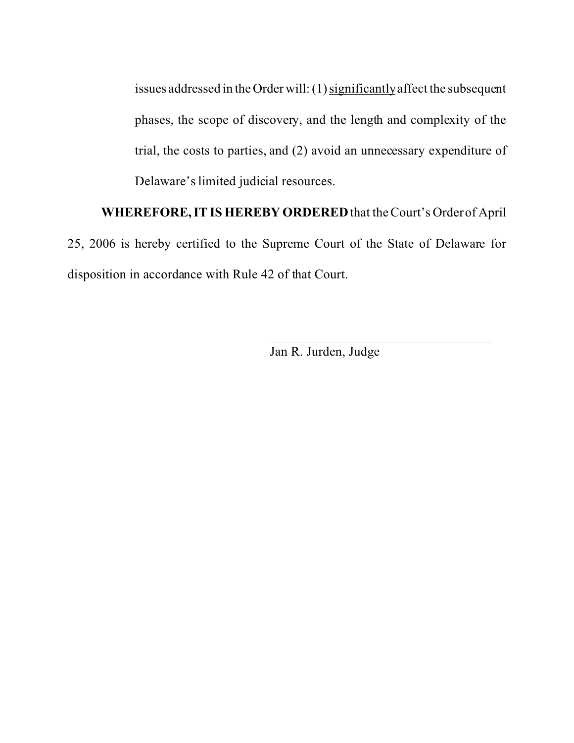issues addressed in the Order will: (1) <u>significantly</u> affect the subsequent phases, the scope of discovery, and the length and complexity of the trial, the costs to parties, and (2) avoid an unnecessary expenditure of Delaware's limited judicial resources.

**WHEREFORE, IT IS HEREBY ORDERED** that the Court's Order of April 25, 2006 is hereby certified to the Supreme Court of the State of Delaware for disposition in accordance with Rule 42 of that Court.

Jan R. Jurden, Judge